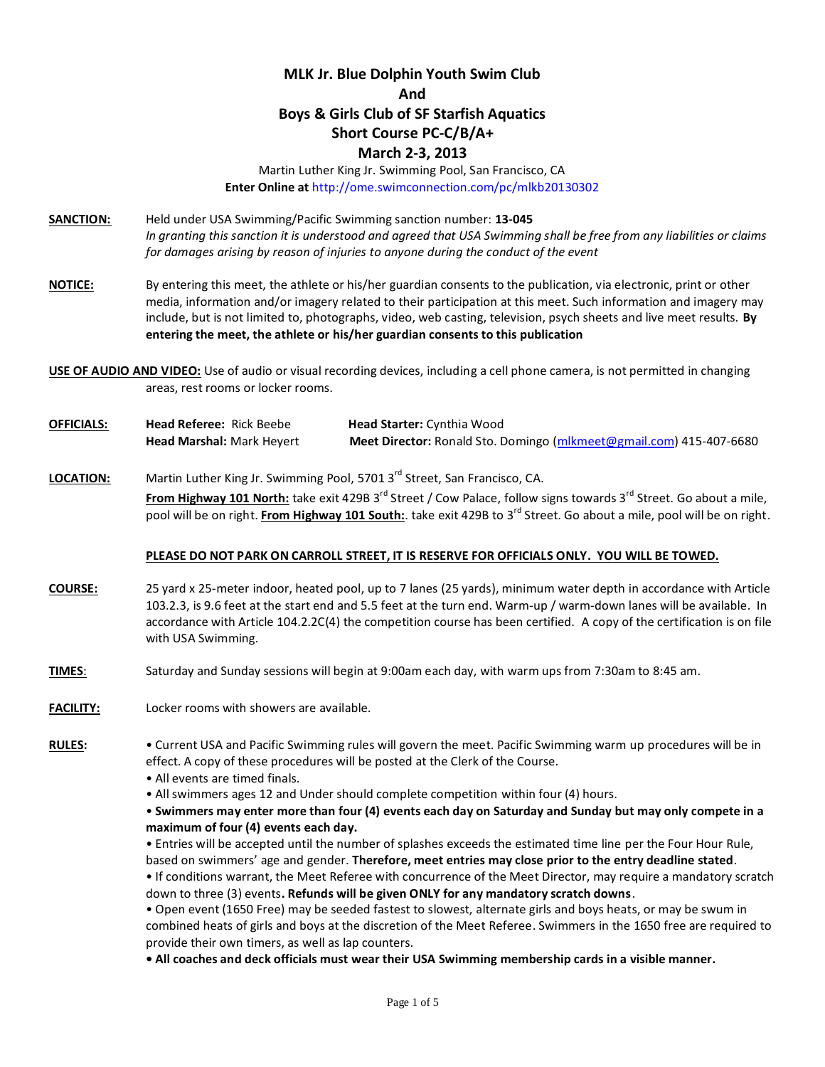# MLK Jr. Blue Dolphin Youth Swim Club
## And
## Boys & Girls Club of SF Starfish Aquatics
## Short Course PC-C/B/A+
## March 2-3, 2013

Martin Luther King Jr. Swimming Pool, San Francisco, CA

**Enter Online at** http://ome.swimconnection.com/pc/mlkb20130302

**SANCTION:** Held under USA Swimming/Pacific Swimming sanction number: **13-045**
*In granting this sanction it is understood and agreed that USA Swimming shall be free from any liabilities or claims for damages arising by reason of injuries to anyone during the conduct of the event*

**NOTICE:** By entering this meet, the athlete or his/her guardian consents to the publication, via electronic, print or other media, information and/or imagery related to their participation at this meet. Such information and imagery may include, but is not limited to, photographs, video, web casting, television, psych sheets and live meet results. **By entering the meet, the athlete or his/her guardian consents to this publication**

**USE OF AUDIO AND VIDEO:** Use of audio or visual recording devices, including a cell phone camera, is not permitted in changing areas, rest rooms or locker rooms.

**OFFICIALS:**
**Head Referee:** Rick Beebe
**Head Starter:** Cynthia Wood
**Head Marshal:** Mark Heyert
**Meet Director:** Ronald Sto. Domingo (mlkmeet@gmail.com) 415-407-6680

**LOCATION:** Martin Luther King Jr. Swimming Pool, 5701 3rd Street, San Francisco, CA.
**From Highway 101 North:** take exit 429B 3rd Street / Cow Palace, follow signs towards 3rd Street. Go about a mile, pool will be on right. **From Highway 101 South:**. take exit 429B to 3rd Street. Go about a mile, pool will be on right.

**PLEASE DO NOT PARK ON CARROLL STREET, IT IS RESERVE FOR OFFICIALS ONLY. YOU WILL BE TOWED.**

**COURSE:** 25 yard x 25-meter indoor, heated pool, up to 7 lanes (25 yards), minimum water depth in accordance with Article 103.2.3, is 9.6 feet at the start end and 5.5 feet at the turn end. Warm-up / warm-down lanes will be available. In accordance with Article 104.2.2C(4) the competition course has been certified. A copy of the certification is on file with USA Swimming.

**TIMES**: Saturday and Sunday sessions will begin at 9:00am each day, with warm ups from 7:30am to 8:45 am.

**FACILITY:** Locker rooms with showers are available.

**RULES**:

- Current USA and Pacific Swimming rules will govern the meet. Pacific Swimming warm up procedures will be in effect. A copy of these procedures will be posted at the Clerk of the Course.
- All events are timed finals.
- All swimmers ages 12 and Under should complete competition within four (4) hours.
- **Swimmers may enter more than four (4) events each day on Saturday and Sunday but may only compete in a maximum of four (4) events each day.**
- Entries will be accepted until the number of splashes exceeds the estimated time line per the Four Hour Rule, based on swimmers' age and gender. **Therefore, meet entries may close prior to the entry deadline stated**.
- If conditions warrant, the Meet Referee with concurrence of the Meet Director, may require a mandatory scratch down to three (3) events**. Refunds will be given ONLY for any mandatory scratch downs**.
- Open event (1650 Free) may be seeded fastest to slowest, alternate girls and boys heats, or may be swum in combined heats of girls and boys at the discretion of the Meet Referee. Swimmers in the 1650 free are required to provide their own timers, as well as lap counters.
- **All coaches and deck officials must wear their USA Swimming membership cards in a visible manner.**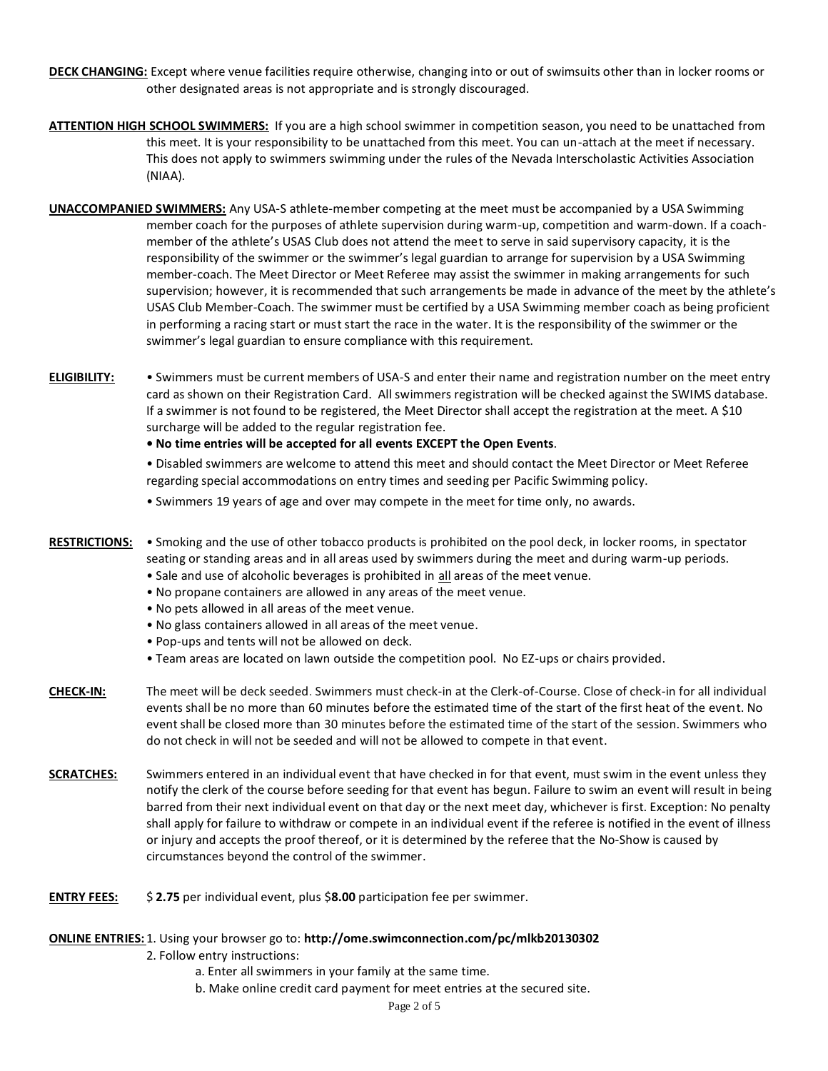**DECK CHANGING:** Except where venue facilities require otherwise, changing into or out of swimsuits other than in locker rooms or other designated areas is not appropriate and is strongly discouraged.

**ATTENTION HIGH SCHOOL SWIMMERS:** If you are a high school swimmer in competition season, you need to be unattached from this meet. It is your responsibility to be unattached from this meet. You can un-attach at the meet if necessary. This does not apply to swimmers swimming under the rules of the Nevada Interscholastic Activities Association (NIAA).

**UNACCOMPANIED SWIMMERS:** Any USA-S athlete-member competing at the meet must be accompanied by a USA Swimming member coach for the purposes of athlete supervision during warm-up, competition and warm-down. If a coach-member of the athlete's USAS Club does not attend the meet to serve in said supervisory capacity, it is the responsibility of the swimmer or the swimmer's legal guardian to arrange for supervision by a USA Swimming member-coach. The Meet Director or Meet Referee may assist the swimmer in making arrangements for such supervision; however, it is recommended that such arrangements be made in advance of the meet by the athlete's USAS Club Member-Coach. The swimmer must be certified by a USA Swimming member coach as being proficient in performing a racing start or must start the race in the water. It is the responsibility of the swimmer or the swimmer's legal guardian to ensure compliance with this requirement.

**ELIGIBILITY:**

- Swimmers must be current members of USA-S and enter their name and registration number on the meet entry card as shown on their Registration Card. All swimmers registration will be checked against the SWIMS database. If a swimmer is not found to be registered, the Meet Director shall accept the registration at the meet. A $10 surcharge will be added to the regular registration fee.
- **No time entries will be accepted for all events EXCEPT the Open Events**.
- Disabled swimmers are welcome to attend this meet and should contact the Meet Director or Meet Referee regarding special accommodations on entry times and seeding per Pacific Swimming policy.
- Swimmers 19 years of age and over may compete in the meet for time only, no awards.

**RESTRICTIONS:**

- Smoking and the use of other tobacco products is prohibited on the pool deck, in locker rooms, in spectator seating or standing areas and in all areas used by swimmers during the meet and during warm-up periods.
- Sale and use of alcoholic beverages is prohibited in all areas of the meet venue.
- No propane containers are allowed in any areas of the meet venue.
- No pets allowed in all areas of the meet venue.
- No glass containers allowed in all areas of the meet venue.
- Pop-ups and tents will not be allowed on deck.
- Team areas are located on lawn outside the competition pool. No EZ-ups or chairs provided.

**CHECK-IN:** The meet will be deck seeded. Swimmers must check-in at the Clerk-of-Course. Close of check-in for all individual events shall be no more than 60 minutes before the estimated time of the start of the first heat of the event. No event shall be closed more than 30 minutes before the estimated time of the start of the session. Swimmers who do not check in will not be seeded and will not be allowed to compete in that event.

**SCRATCHES:** Swimmers entered in an individual event that have checked in for that event, must swim in the event unless they notify the clerk of the course before seeding for that event has begun. Failure to swim an event will result in being barred from their next individual event on that day or the next meet day, whichever is first. Exception: No penalty shall apply for failure to withdraw or compete in an individual event if the referee is notified in the event of illness or injury and accepts the proof thereof, or it is determined by the referee that the No-Show is caused by circumstances beyond the control of the swimmer.

**ENTRY FEES:** $ **2.75** per individual event, plus $**8.00** participation fee per swimmer.

**ONLINE ENTRIES:**

1. Using your browser go to: **http://ome.swimconnection.com/pc/mlkb20130302**
2. Follow entry instructions:
   a. Enter all swimmers in your family at the same time.
   b. Make online credit card payment for meet entries at the secured site.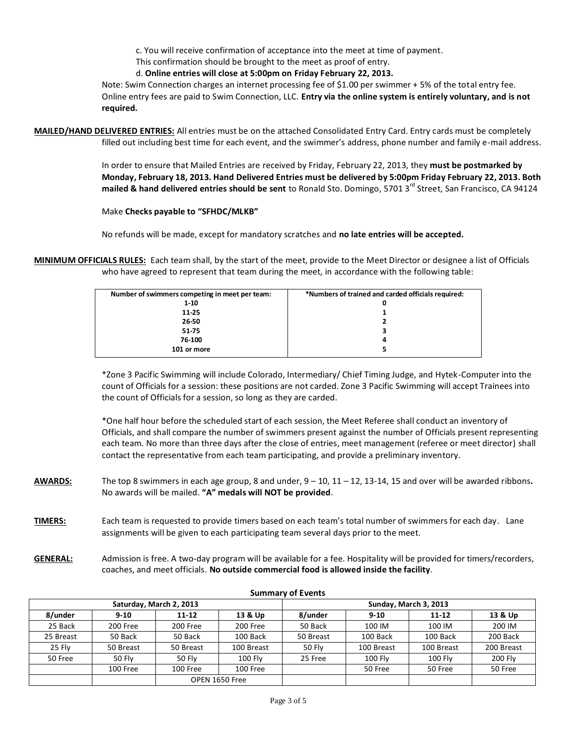c. You will receive confirmation of acceptance into the meet at time of payment.
This confirmation should be brought to the meet as proof of entry.

d. **Online entries will close at 5:00pm on Friday February 22, 2013.**

Note: Swim Connection charges an internet processing fee of $1.00 per swimmer + 5% of the total entry fee. Online entry fees are paid to Swim Connection, LLC. **Entry via the online system is entirely voluntary, and is not required.**

**MAILED/HAND DELIVERED ENTRIES:** All entries must be on the attached Consolidated Entry Card. Entry cards must be completely filled out including best time for each event, and the swimmer's address, phone number and family e-mail address.

In order to ensure that Mailed Entries are received by Friday, February 22, 2013, they **must be postmarked by Monday, February 18, 2013. Hand Delivered Entries must be delivered by 5:00pm Friday February 22, 2013. Both mailed & hand delivered entries should be sent** to Ronald Sto. Domingo, 5701 3rd Street, San Francisco, CA 94124

Make **Checks payable to "SFHDC/MLKB"**

No refunds will be made, except for mandatory scratches and **no late entries will be accepted.**

**MINIMUM OFFICIALS RULES:** Each team shall, by the start of the meet, provide to the Meet Director or designee a list of Officials who have agreed to represent that team during the meet, in accordance with the following table:

| Number of swimmers competing in meet per team: | *Numbers of trained and carded officials required: |
|---|---|
| 1-10 | 0 |
| 11-25 | 1 |
| 26-50 | 2 |
| 51-75 | 3 |
| 76-100 | 4 |
| 101 or more | 5 |

*Zone 3 Pacific Swimming will include Colorado, Intermediary/ Chief Timing Judge, and Hytek-Computer into the count of Officials for a session: these positions are not carded. Zone 3 Pacific Swimming will accept Trainees into the count of Officials for a session, so long as they are carded.

*One half hour before the scheduled start of each session, the Meet Referee shall conduct an inventory of Officials, and shall compare the number of swimmers present against the number of Officials present representing each team. No more than three days after the close of entries, meet management (referee or meet director) shall contact the representative from each team participating, and provide a preliminary inventory.

**AWARDS:** The top 8 swimmers in each age group, 8 and under, 9 – 10, 11 – 12, 13-14, 15 and over will be awarded ribbons**.** No awards will be mailed. **"A" medals will NOT be provided**.

**TIMERS:** Each team is requested to provide timers based on each team's total number of swimmers for each day. Lane assignments will be given to each participating team several days prior to the meet.

**GENERAL:** Admission is free. A two-day program will be available for a fee. Hospitality will be provided for timers/recorders, coaches, and meet officials. **No outside commercial food is allowed inside the facility**.

**Summary of Events**

| Saturday, March 2, 2013 | | | | Sunday, March 3, 2013 | | | |
|---|---|---|---|---|---|---|---|
| **8/under** | **9-10** | **11-12** | **13 & Up** | **8/under** | **9-10** | **11-12** | **13 & Up** |
| 25 Back | 200 Free | 200 Free | 200 Free | 50 Back | 100 IM | 100 IM | 200 IM |
| 25 Breast | 50 Back | 50 Back | 100 Back | 50 Breast | 100 Back | 100 Back | 200 Back |
| 25 Fly | 50 Breast | 50 Breast | 100 Breast | 50 Fly | 100 Breast | 100 Breast | 200 Breast |
| 50 Free | 50 Fly | 50 Fly | 100 Fly | 25 Free | 100 Fly | 100 Fly | 200 Fly |
| | 100 Free | 100 Free | 100 Free | | 50 Free | 50 Free | 50 Free |
| | | OPEN 1650 Free | | | | | |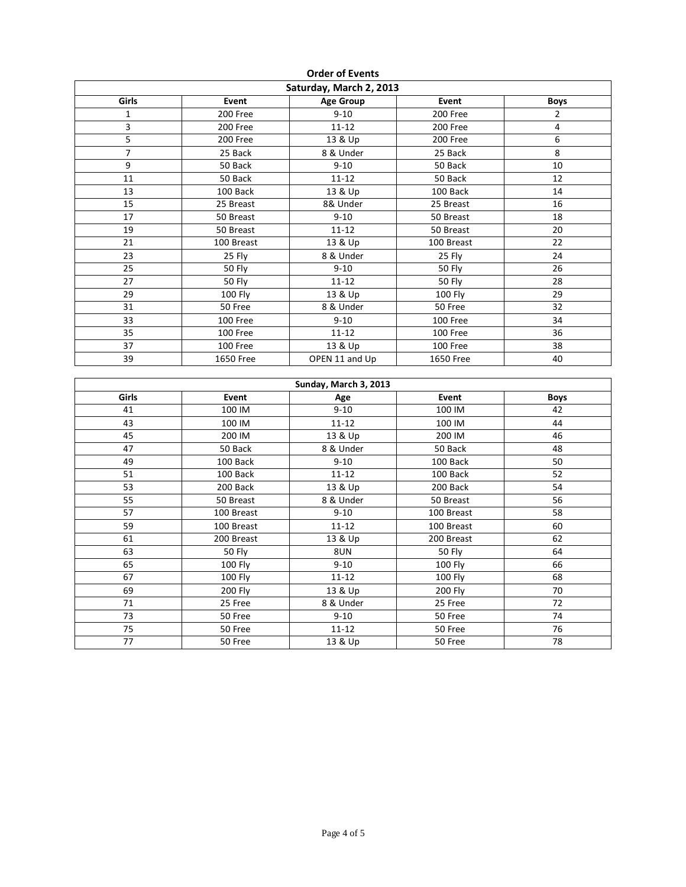## Order of Events

| Saturday, March 2, 2013 | | | | |
|---|---|---|---|---|
| **Girls** | **Event** | **Age Group** | **Event** | **Boys** |
| 1 | 200 Free | 9-10 | 200 Free | 2 |
| 3 | 200 Free | 11-12 | 200 Free | 4 |
| 5 | 200 Free | 13 & Up | 200 Free | 6 |
| 7 | 25 Back | 8 & Under | 25 Back | 8 |
| 9 | 50 Back | 9-10 | 50 Back | 10 |
| 11 | 50 Back | 11-12 | 50 Back | 12 |
| 13 | 100 Back | 13 & Up | 100 Back | 14 |
| 15 | 25 Breast | 8& Under | 25 Breast | 16 |
| 17 | 50 Breast | 9-10 | 50 Breast | 18 |
| 19 | 50 Breast | 11-12 | 50 Breast | 20 |
| 21 | 100 Breast | 13 & Up | 100 Breast | 22 |
| 23 | 25 Fly | 8 & Under | 25 Fly | 24 |
| 25 | 50 Fly | 9-10 | 50 Fly | 26 |
| 27 | 50 Fly | 11-12 | 50 Fly | 28 |
| 29 | 100 Fly | 13 & Up | 100 Fly | 29 |
| 31 | 50 Free | 8 & Under | 50 Free | 32 |
| 33 | 100 Free | 9-10 | 100 Free | 34 |
| 35 | 100 Free | 11-12 | 100 Free | 36 |
| 37 | 100 Free | 13 & Up | 100 Free | 38 |
| 39 | 1650 Free | OPEN 11 and Up | 1650 Free | 40 |

| Sunday, March 3, 2013 | | | | |
|---|---|---|---|---|
| **Girls** | **Event** | **Age** | **Event** | **Boys** |
| 41 | 100 IM | 9-10 | 100 IM | 42 |
| 43 | 100 IM | 11-12 | 100 IM | 44 |
| 45 | 200 IM | 13 & Up | 200 IM | 46 |
| 47 | 50 Back | 8 & Under | 50 Back | 48 |
| 49 | 100 Back | 9-10 | 100 Back | 50 |
| 51 | 100 Back | 11-12 | 100 Back | 52 |
| 53 | 200 Back | 13 & Up | 200 Back | 54 |
| 55 | 50 Breast | 8 & Under | 50 Breast | 56 |
| 57 | 100 Breast | 9-10 | 100 Breast | 58 |
| 59 | 100 Breast | 11-12 | 100 Breast | 60 |
| 61 | 200 Breast | 13 & Up | 200 Breast | 62 |
| 63 | 50 Fly | 8UN | 50 Fly | 64 |
| 65 | 100 Fly | 9-10 | 100 Fly | 66 |
| 67 | 100 Fly | 11-12 | 100 Fly | 68 |
| 69 | 200 Fly | 13 & Up | 200 Fly | 70 |
| 71 | 25 Free | 8 & Under | 25 Free | 72 |
| 73 | 50 Free | 9-10 | 50 Free | 74 |
| 75 | 50 Free | 11-12 | 50 Free | 76 |
| 77 | 50 Free | 13 & Up | 50 Free | 78 |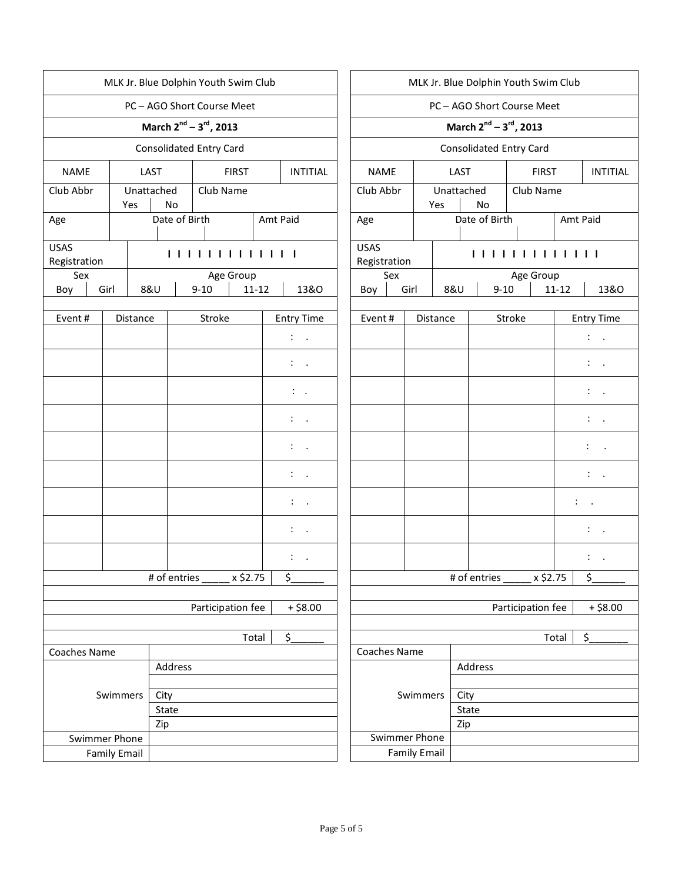MLK Jr. Blue Dolphin Youth Swim Club

PC – AGO Short Course Meet

**March 2nd – 3rd, 2013**

Consolidated Entry Card

| NAME | LAST | FIRST | INTITIAL |
|---|---|---|---|
| Club Abbr | Unattached<br>Yes \| No | Club Name | |
| Age | Date of Birth | | Amt Paid |
| USAS Registration | \| \| \| \| \| \| \| \| \| \| \| \| \| \| | | |
| Sex<br>Boy \| Girl | Age Group<br>8&U \| 9-10 \| 11-12 \| 13&O | | |

| Event # | Distance | Stroke | Entry Time |
|---|---|---|---|
| | | | : . |
| | | | : . |
| | | | : . |
| | | | : . |
| | | | : . |
| | | | : . |
| | | | : . |
| | | | : . |
| | | | : . |
| | | # of entries _____ x $2.75 | $______ |
| | | Participation fee | + $8.00 |
| | | Total | $______ |

| | |
|---|---|
| Coaches Name | |
| Swimmers | Address |
| | |
| | City |
| | State |
| | Zip |
| Swimmer Phone | |
| Family Email | |

MLK Jr. Blue Dolphin Youth Swim Club

PC – AGO Short Course Meet

**March 2nd – 3rd, 2013**

Consolidated Entry Card

| NAME | LAST | FIRST | INTITIAL |
|---|---|---|---|
| Club Abbr | Unattached<br>Yes \| No | Club Name | |
| Age | Date of Birth | | Amt Paid |
| USAS Registration | \| \| \| \| \| \| \| \| \| \| \| \| \| \| | | |
| Sex<br>Boy \| Girl | Age Group<br>8&U \| 9-10 \| 11-12 \| 13&O | | |

| Event # | Distance | Stroke | Entry Time |
|---|---|---|---|
| | | | : . |
| | | | : . |
| | | | : . |
| | | | : . |
| | | | : . |
| | | | : . |
| | | | : . |
| | | | : . |
| | | | : . |
| | | # of entries _____ x $2.75 | $______ |
| | | Participation fee | + $8.00 |
| | | Total | $_______ |

| | |
|---|---|
| Coaches Name | |
| Swimmers | Address |
| | |
| | City |
| | State |
| | Zip |
| Swimmer Phone | |
| Family Email | |